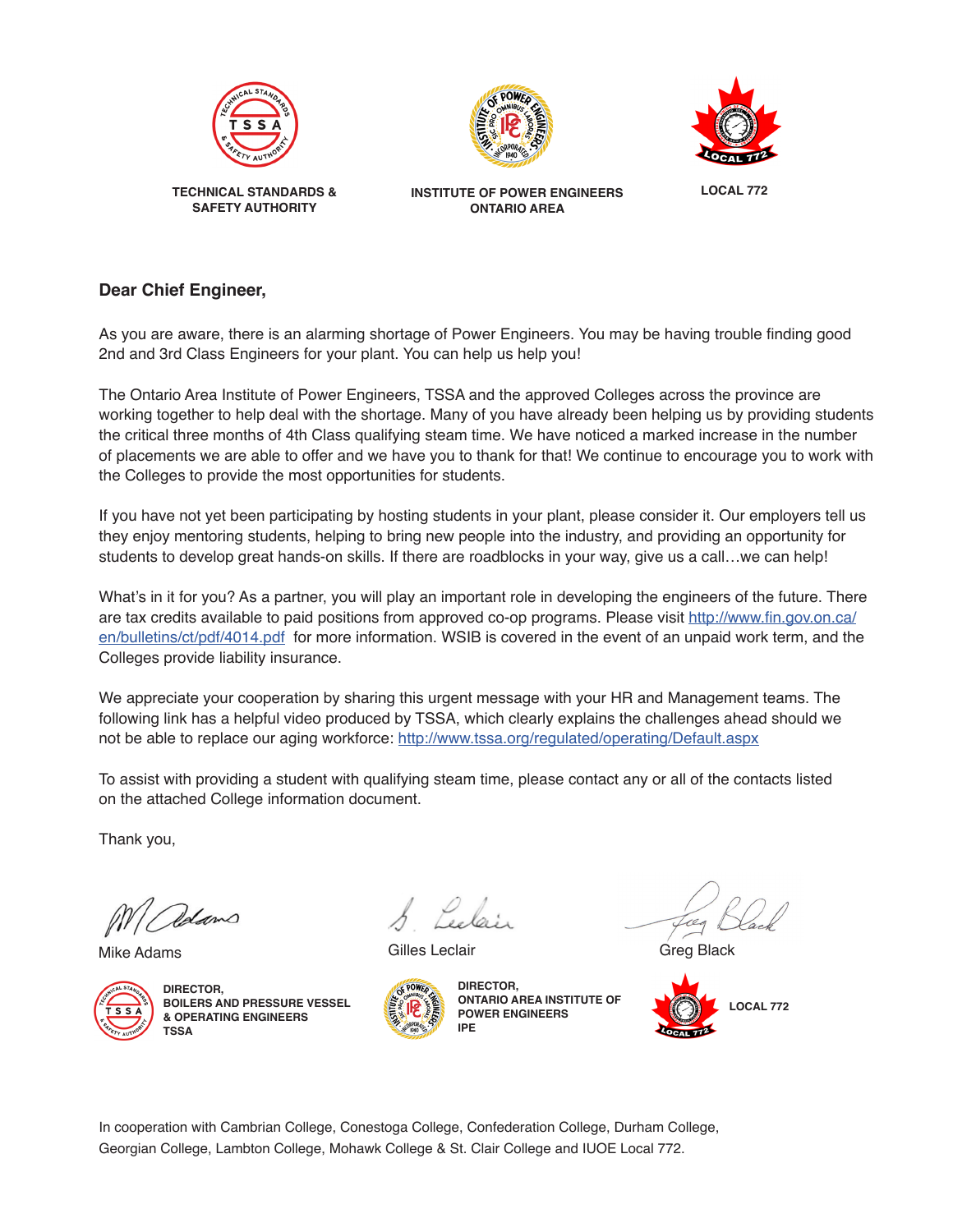**TECHNICAL STANDARDS & SAFETY AUTHORITY**

**INSTITUTE OF POWER ENGINEERS ONTARIO AREA**

**LOCAL 772**

**Dear Chief Engineer,**

As you are aware, there is an alarming shortage of Power Engineers. You may be having trouble finding good 2nd and 3rd Class Engineers for your plant. You can help us help you!

The Ontario Area Institute of Power Engineers, TSSA and the approved Colleges across the province are working together to help deal with the shortage. Many of you have already been helping us by providing students the critical three months of 4th Class qualifying steam time. We have noticed a marked increase in the number of placements we are able to offer and we have you to thank for that! We continue to encourage you to work with the Colleges to provide the most opportunities for students.

If you have not yet been participating by hosting students in your plant, please consider it. Our employers tell us they enjoy mentoring students, helping to bring new people into the industry, and providing an opportunity for students to develop great hands-on skills. If there are roadblocks in your way, give us a call…we can help!

What's in it for you? As a partner, you will play an important role in developing the engineers of the future. There are tax credits available to paid positions from approved co-op programs. Please visit http://www.fin.gov.on.ca/en/bulletins/ct/pdf/4014.pdf for more information. WSIB is covered in the event of an unpaid work term, and the Colleges provide liability insurance.

We appreciate your cooperation by sharing this urgent message with your HR and Management teams. The following link has a helpful video produced by TSSA, which clearly explains the challenges ahead should we not be able to replace our aging workforce: http://www.tssa.org/regulated/operating/Default.aspx

To assist with providing a student with qualifying steam time, please contact any or all of the contacts listed on the attached College information document.

Thank you,

Mike Adams
**DIRECTOR, BOILERS AND PRESSURE VESSEL & OPERATING ENGINEERS TSSA**

Gilles Leclair
**DIRECTOR, ONTARIO AREA INSTITUTE OF POWER ENGINEERS IPE**

Greg Black
**LOCAL 772**

In cooperation with Cambrian College, Conestoga College, Confederation College, Durham College, Georgian College, Lambton College, Mohawk College & St. Clair College and IUOE Local 772.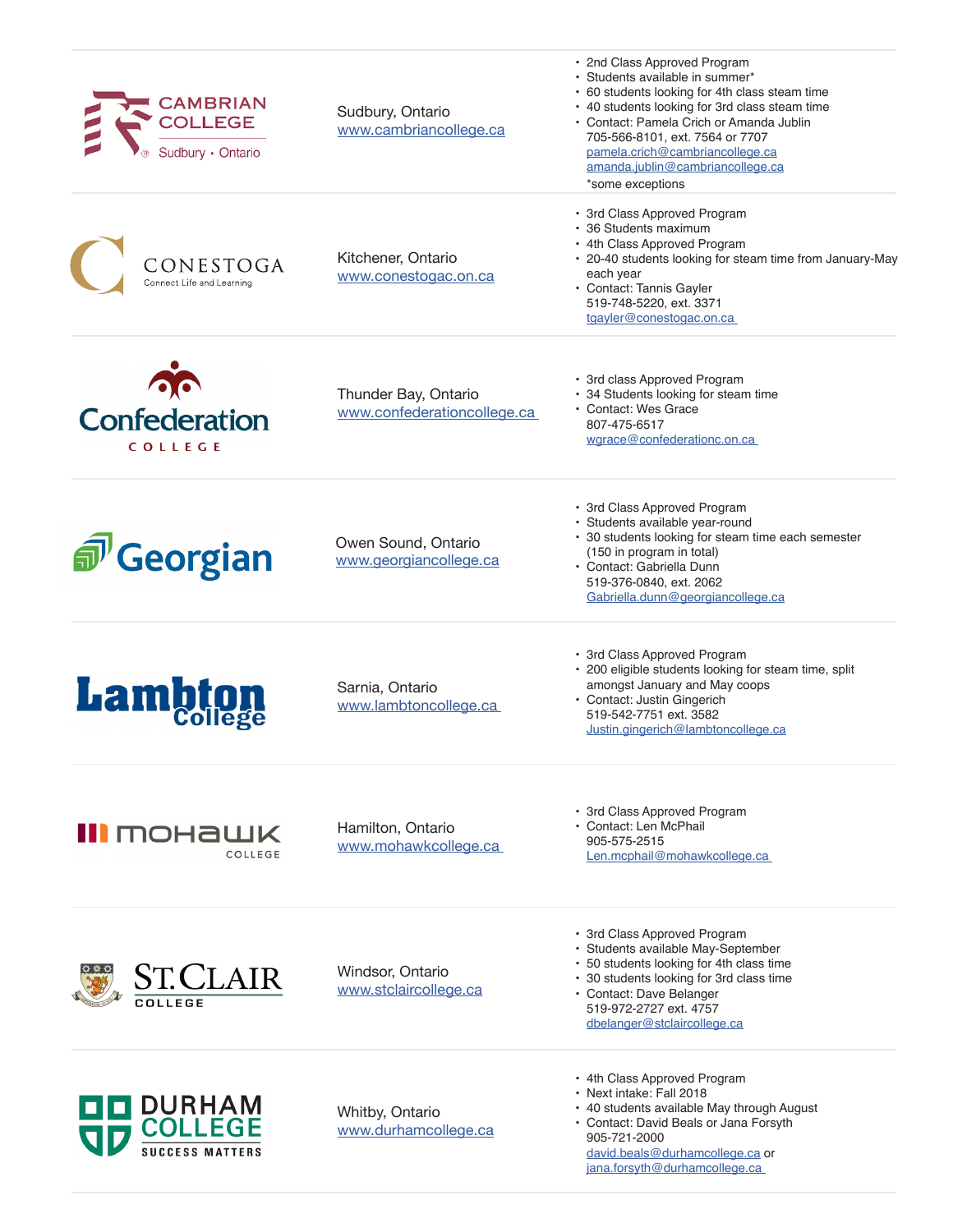| | | |
|---|---|---|
| CAMBRIAN COLLEGE Sudbury • Ontario | Sudbury, Ontario<br>www.cambriancollege.ca | • 2nd Class Approved Program<br>• Students available in summer*<br>• 60 students looking for 4th class steam time<br>• 40 students looking for 3rd class steam time<br>• Contact: Pamela Crich or Amanda Jublin<br>705-566-8101, ext. 7564 or 7707<br>pamela.crich@cambriancollege.ca<br>amanda.jublin@cambriancollege.ca<br>*some exceptions |
| CONESTOGA Connect Life and Learning | Kitchener, Ontario<br>www.conestogac.on.ca | • 3rd Class Approved Program<br>• 36 Students maximum<br>• 4th Class Approved Program<br>• 20-40 students looking for steam time from January-May each year<br>• Contact: Tannis Gayler<br>519-748-5220, ext. 3371<br>tgayler@conestogac.on.ca |
| Confederation COLLEGE | Thunder Bay, Ontario<br>www.confederationcollege.ca | • 3rd class Approved Program<br>• 34 Students looking for steam time<br>• Contact: Wes Grace<br>807-475-6517<br>wgrace@confederationc.on.ca |
| Georgian | Owen Sound, Ontario<br>www.georgiancollege.ca | • 3rd Class Approved Program<br>• Students available year-round<br>• 30 students looking for steam time each semester (150 in program in total)<br>• Contact: Gabriella Dunn<br>519-376-0840, ext. 2062<br>Gabriella.dunn@georgiancollege.ca |
| Lambton College | Sarnia, Ontario<br>www.lambtoncollege.ca | • 3rd Class Approved Program<br>• 200 eligible students looking for steam time, split amongst January and May coops<br>• Contact: Justin Gingerich<br>519-542-7751 ext. 3582<br>Justin.gingerich@lambtoncollege.ca |
| MOHAWK COLLEGE | Hamilton, Ontario<br>www.mohawkcollege.ca | • 3rd Class Approved Program<br>• Contact: Len McPhail<br>905-575-2515<br>Len.mcphail@mohawkcollege.ca |
| ST.CLAIR COLLEGE | Windsor, Ontario<br>www.stclaircollege.ca | • 3rd Class Approved Program<br>• Students available May-September<br>• 50 students looking for 4th class time<br>• 30 students looking for 3rd class time<br>• Contact: Dave Belanger<br>519-972-2727 ext. 4757<br>dbelanger@stclaircollege.ca |
| DURHAM COLLEGE SUCCESS MATTERS | Whitby, Ontario<br>www.durhamcollege.ca | • 4th Class Approved Program<br>• Next intake: Fall 2018<br>• 40 students available May through August<br>• Contact: David Beals or Jana Forsyth<br>905-721-2000<br>david.beals@durhamcollege.ca or<br>jana.forsyth@durhamcollege.ca |